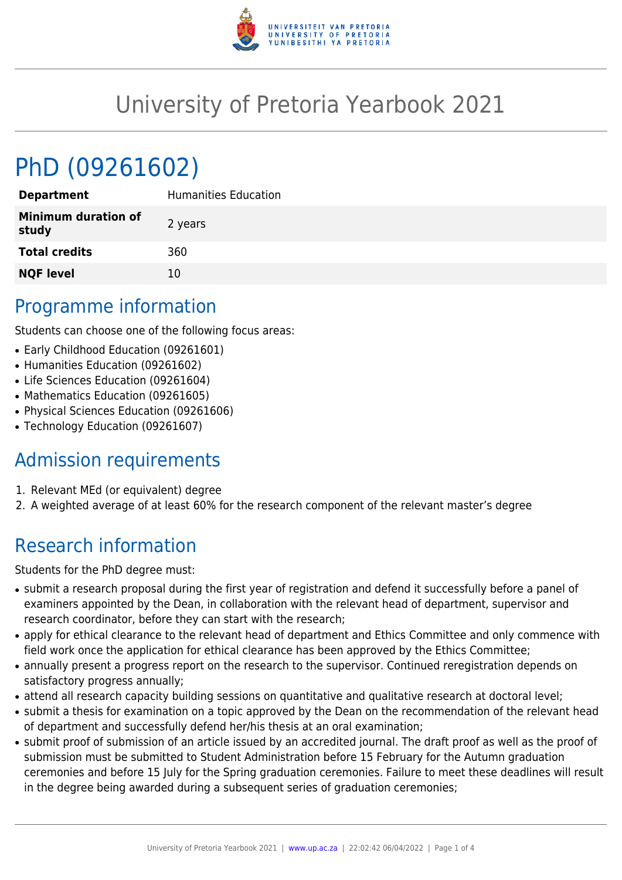# University of Pretoria Yearbook 2021

# PhD (09261602)

| | |
|---|---|
| **Department** | Humanities Education |
| **Minimum duration of study** | 2 years |
| **Total credits** | 360 |
| **NQF level** | 10 |

## Programme information

Students can choose one of the following focus areas:

- Early Childhood Education (09261601)
- Humanities Education (09261602)
- Life Sciences Education (09261604)
- Mathematics Education (09261605)
- Physical Sciences Education (09261606)
- Technology Education (09261607)

## Admission requirements

1. Relevant MEd (or equivalent) degree
2. A weighted average of at least 60% for the research component of the relevant master's degree

## Research information

Students for the PhD degree must:

- submit a research proposal during the first year of registration and defend it successfully before a panel of examiners appointed by the Dean, in collaboration with the relevant head of department, supervisor and research coordinator, before they can start with the research;
- apply for ethical clearance to the relevant head of department and Ethics Committee and only commence with field work once the application for ethical clearance has been approved by the Ethics Committee;
- annually present a progress report on the research to the supervisor. Continued reregistration depends on satisfactory progress annually;
- attend all research capacity building sessions on quantitative and qualitative research at doctoral level;
- submit a thesis for examination on a topic approved by the Dean on the recommendation of the relevant head of department and successfully defend her/his thesis at an oral examination;
- submit proof of submission of an article issued by an accredited journal. The draft proof as well as the proof of submission must be submitted to Student Administration before 15 February for the Autumn graduation ceremonies and before 15 July for the Spring graduation ceremonies. Failure to meet these deadlines will result in the degree being awarded during a subsequent series of graduation ceremonies;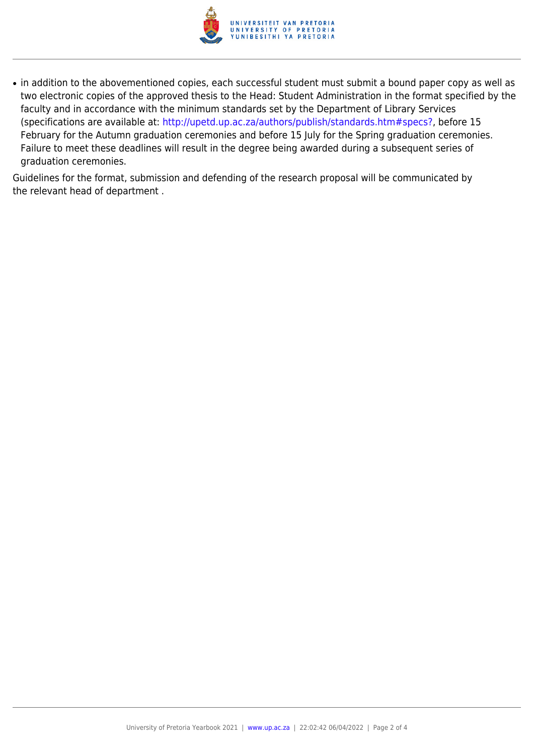- in addition to the abovementioned copies, each successful student must submit a bound paper copy as well as two electronic copies of the approved thesis to the Head: Student Administration in the format specified by the faculty and in accordance with the minimum standards set by the Department of Library Services (specifications are available at: http://upetd.up.ac.za/authors/publish/standards.htm#specs?, before 15 February for the Autumn graduation ceremonies and before 15 July for the Spring graduation ceremonies. Failure to meet these deadlines will result in the degree being awarded during a subsequent series of graduation ceremonies.

Guidelines for the format, submission and defending of the research proposal will be communicated by the relevant head of department .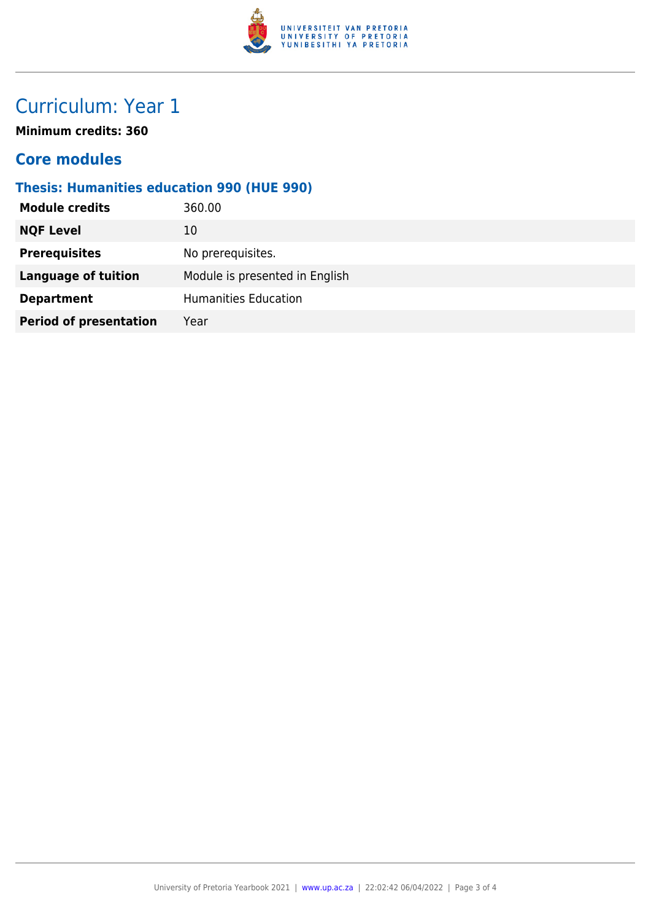# Curriculum: Year 1

**Minimum credits: 360**

## Core modules

### Thesis: Humanities education 990 (HUE 990)

| | |
|---|---|
| **Module credits** | 360.00 |
| **NQF Level** | 10 |
| **Prerequisites** | No prerequisites. |
| **Language of tuition** | Module is presented in English |
| **Department** | Humanities Education |
| **Period of presentation** | Year |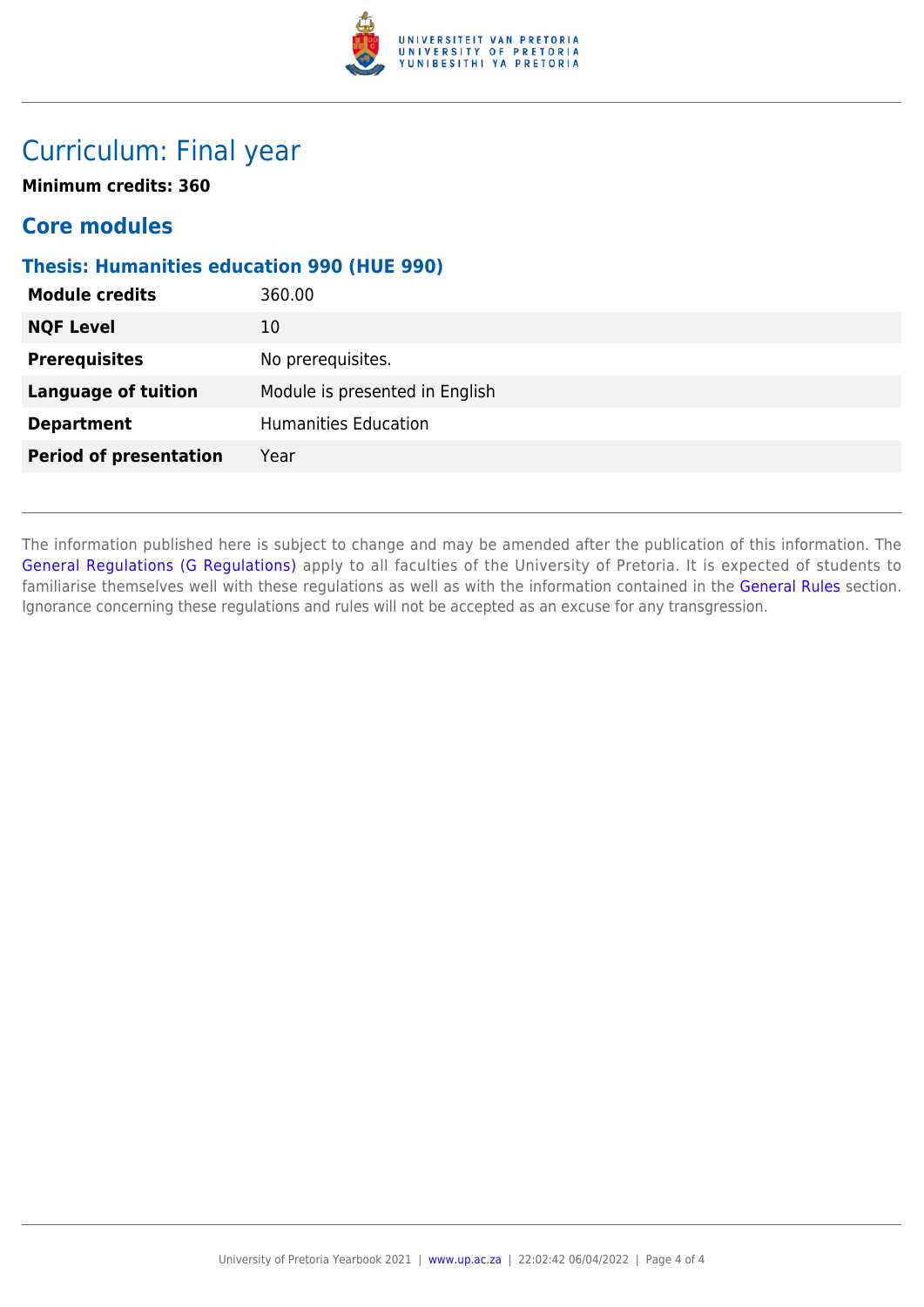## Curriculum: Final year

**Minimum credits: 360**

### Core modules

#### Thesis: Humanities education 990 (HUE 990)

| | |
|---|---|
| **Module credits** | 360.00 |
| **NQF Level** | 10 |
| **Prerequisites** | No prerequisites. |
| **Language of tuition** | Module is presented in English |
| **Department** | Humanities Education |
| **Period of presentation** | Year |

The information published here is subject to change and may be amended after the publication of this information. The General Regulations (G Regulations) apply to all faculties of the University of Pretoria. It is expected of students to familiarise themselves well with these regulations as well as with the information contained in the General Rules section. Ignorance concerning these regulations and rules will not be accepted as an excuse for any transgression.